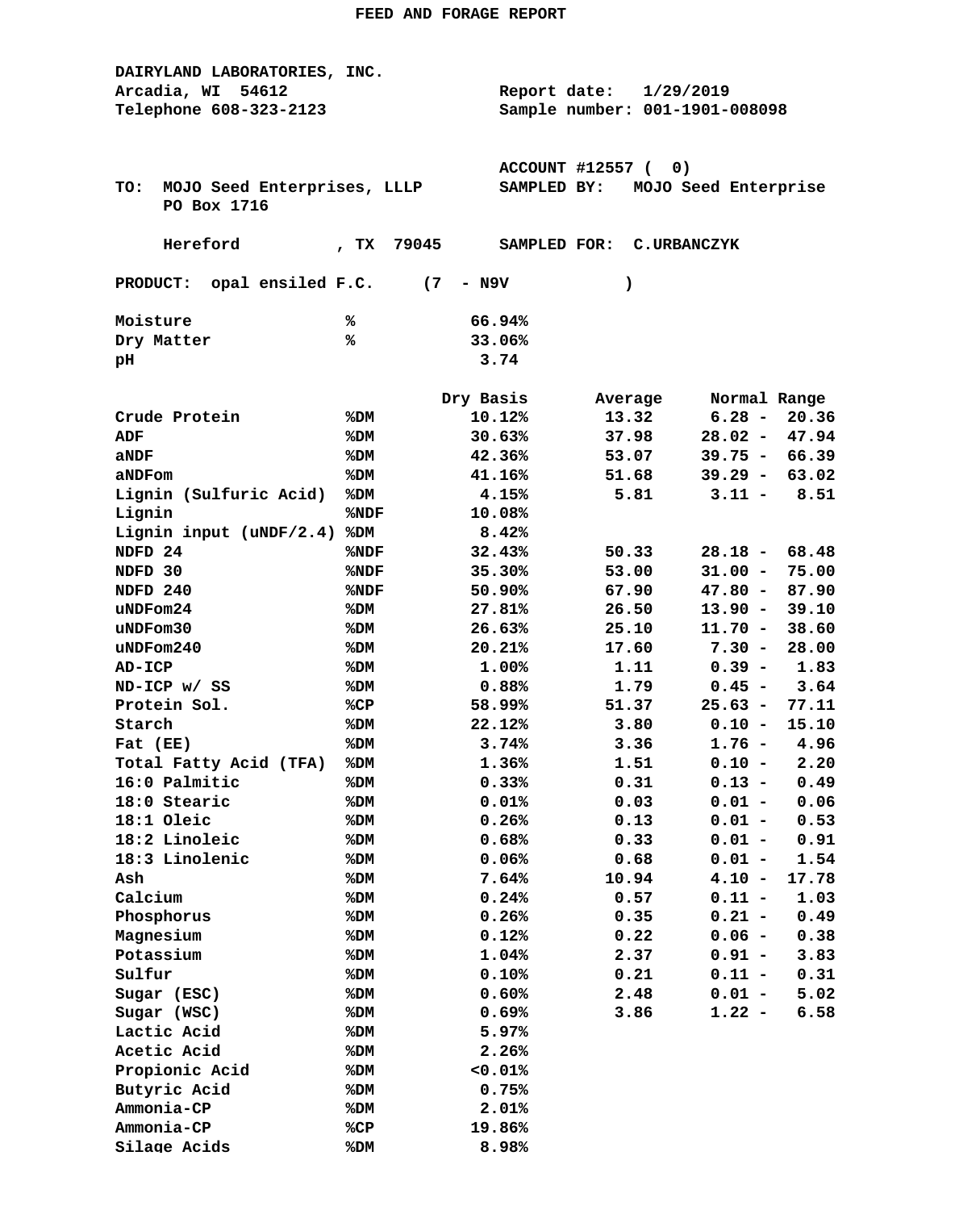# FEED AND FORAGE REPORT

**DAIRYLAND LABORATORIES, INC.**
Arcadia, WI 54612
Telephone 608-323-2123

Report date: 1/29/2019
Sample number: 001-1901-008098

ACCOUNT #12557 ( 0)

TO: MOJO Seed Enterprises, LLLP
PO Box 1716

Hereford , TX 79045

SAMPLED BY: MOJO Seed Enterprise

SAMPLED FOR: C.URBANCZYK

PRODUCT: opal ensiled F.C. (7 - N9V )

| | | | | |
|---|---|---|---|---|
| Moisture | % | 66.94% | | |
| Dry Matter | % | 33.06% | | |
| pH | | 3.74 | | |
| | | **Dry Basis** | **Average** | **Normal Range** |
| Crude Protein | %DM | 10.12% | 13.32 | 6.28 - 20.36 |
| ADF | %DM | 30.63% | 37.98 | 28.02 - 47.94 |
| aNDF | %DM | 42.36% | 53.07 | 39.75 - 66.39 |
| aNDFom | %DM | 41.16% | 51.68 | 39.29 - 63.02 |
| Lignin (Sulfuric Acid) | %DM | 4.15% | 5.81 | 3.11 - 8.51 |
| Lignin | %NDF | 10.08% | | |
| Lignin input (uNDF/2.4) | %DM | 8.42% | | |
| NDFD 24 | %NDF | 32.43% | 50.33 | 28.18 - 68.48 |
| NDFD 30 | %NDF | 35.30% | 53.00 | 31.00 - 75.00 |
| NDFD 240 | %NDF | 50.90% | 67.90 | 47.80 - 87.90 |
| uNDFom24 | %DM | 27.81% | 26.50 | 13.90 - 39.10 |
| uNDFom30 | %DM | 26.63% | 25.10 | 11.70 - 38.60 |
| uNDFom240 | %DM | 20.21% | 17.60 | 7.30 - 28.00 |
| AD-ICP | %DM | 1.00% | 1.11 | 0.39 - 1.83 |
| ND-ICP w/ SS | %DM | 0.88% | 1.79 | 0.45 - 3.64 |
| Protein Sol. | %CP | 58.99% | 51.37 | 25.63 - 77.11 |
| Starch | %DM | 22.12% | 3.80 | 0.10 - 15.10 |
| Fat (EE) | %DM | 3.74% | 3.36 | 1.76 - 4.96 |
| Total Fatty Acid (TFA) | %DM | 1.36% | 1.51 | 0.10 - 2.20 |
| 16:0 Palmitic | %DM | 0.33% | 0.31 | 0.13 - 0.49 |
| 18:0 Stearic | %DM | 0.01% | 0.03 | 0.01 - 0.06 |
| 18:1 Oleic | %DM | 0.26% | 0.13 | 0.01 - 0.53 |
| 18:2 Linoleic | %DM | 0.68% | 0.33 | 0.01 - 0.91 |
| 18:3 Linolenic | %DM | 0.06% | 0.68 | 0.01 - 1.54 |
| Ash | %DM | 7.64% | 10.94 | 4.10 - 17.78 |
| Calcium | %DM | 0.24% | 0.57 | 0.11 - 1.03 |
| Phosphorus | %DM | 0.26% | 0.35 | 0.21 - 0.49 |
| Magnesium | %DM | 0.12% | 0.22 | 0.06 - 0.38 |
| Potassium | %DM | 1.04% | 2.37 | 0.91 - 3.83 |
| Sulfur | %DM | 0.10% | 0.21 | 0.11 - 0.31 |
| Sugar (ESC) | %DM | 0.60% | 2.48 | 0.01 - 5.02 |
| Sugar (WSC) | %DM | 0.69% | 3.86 | 1.22 - 6.58 |
| Lactic Acid | %DM | 5.97% | | |
| Acetic Acid | %DM | 2.26% | | |
| Propionic Acid | %DM | <0.01% | | |
| Butyric Acid | %DM | 0.75% | | |
| Ammonia-CP | %DM | 2.01% | | |
| Ammonia-CP | %CP | 19.86% | | |
| Silage Acids | %DM | 8.98% | | |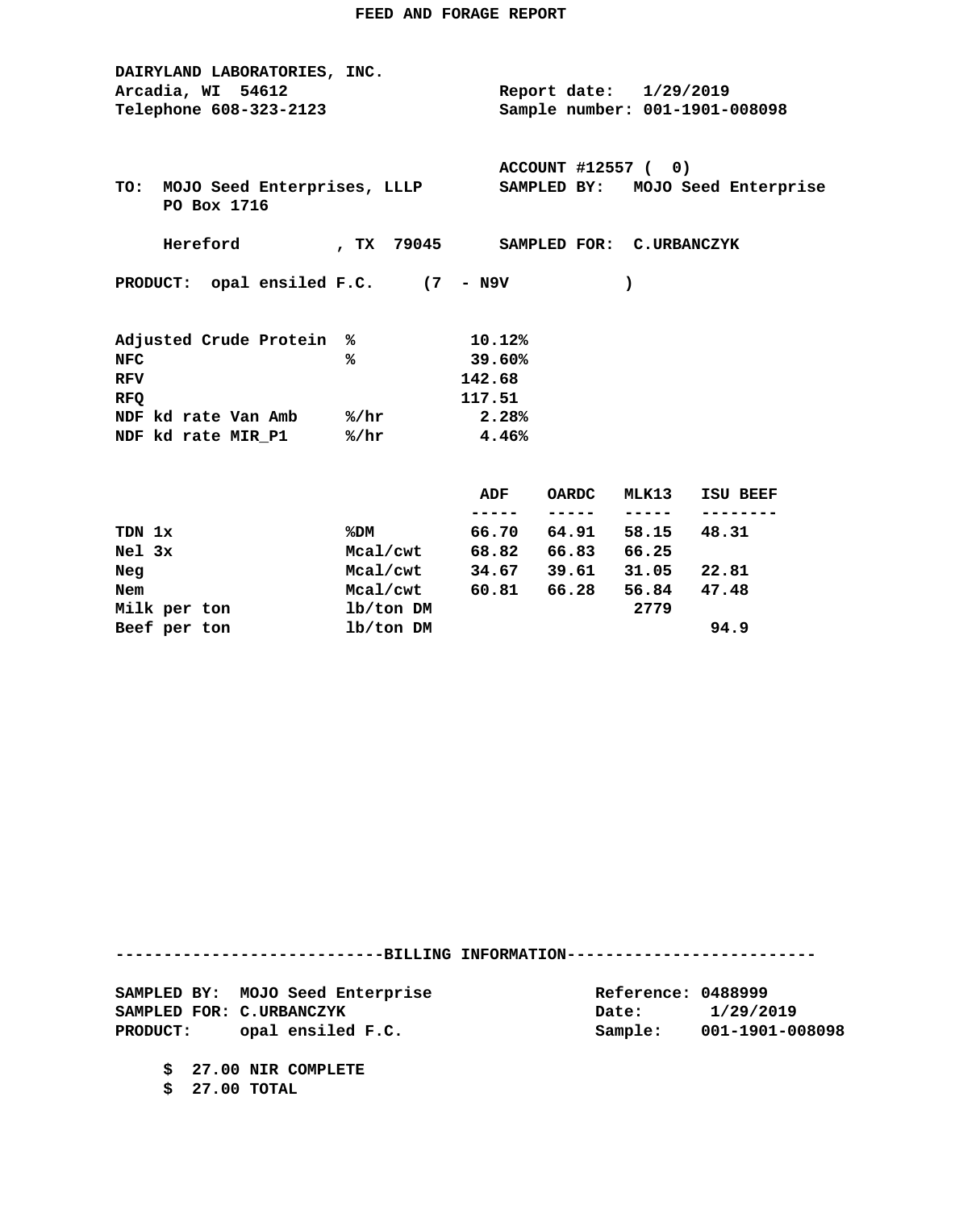# FEED AND FORAGE REPORT

**DAIRYLAND LABORATORIES, INC.**
**Arcadia, WI 54612**
**Telephone 608-323-2123**

**Report date: 1/29/2019**
**Sample number: 001-1901-008098**

**ACCOUNT #12557 ( 0)**

**TO: MOJO Seed Enterprises, LLLP**
**PO Box 1716**
**Hereford , TX 79045**

**SAMPLED BY: MOJO Seed Enterprise**
**SAMPLED FOR: C.URBANCZYK**

**PRODUCT: opal ensiled F.C. (7 - N9V )**

| | | |
|---|---|---|
| Adjusted Crude Protein | % | 10.12% |
| NFC | % | 39.60% |
| RFV | | 142.68 |
| RFQ | | 117.51 |
| NDF kd rate Van Amb | %/hr | 2.28% |
| NDF kd rate MIR_P1 | %/hr | 4.46% |

| | | ADF | OARDC | MLK13 | ISU BEEF |
|---|---|---|---|---|---|
| TDN 1x | %DM | 66.70 | 64.91 | 58.15 | 48.31 |
| Nel 3x | Mcal/cwt | 68.82 | 66.83 | 66.25 | |
| Neg | Mcal/cwt | 34.67 | 39.61 | 31.05 | 22.81 |
| Nem | Mcal/cwt | 60.81 | 66.28 | 56.84 | 47.48 |
| Milk per ton | lb/ton DM | | | 2779 | |
| Beef per ton | lb/ton DM | | | | 94.9 |

---------------------------BILLING INFORMATION-------------------------

**SAMPLED BY: MOJO Seed Enterprise**
**SAMPLED FOR: C.URBANCZYK**
**PRODUCT: opal ensiled F.C.**

**Reference: 0488999**
**Date: 1/29/2019**
**Sample: 001-1901-008098**

**$ 27.00 NIR COMPLETE**
**$ 27.00 TOTAL**